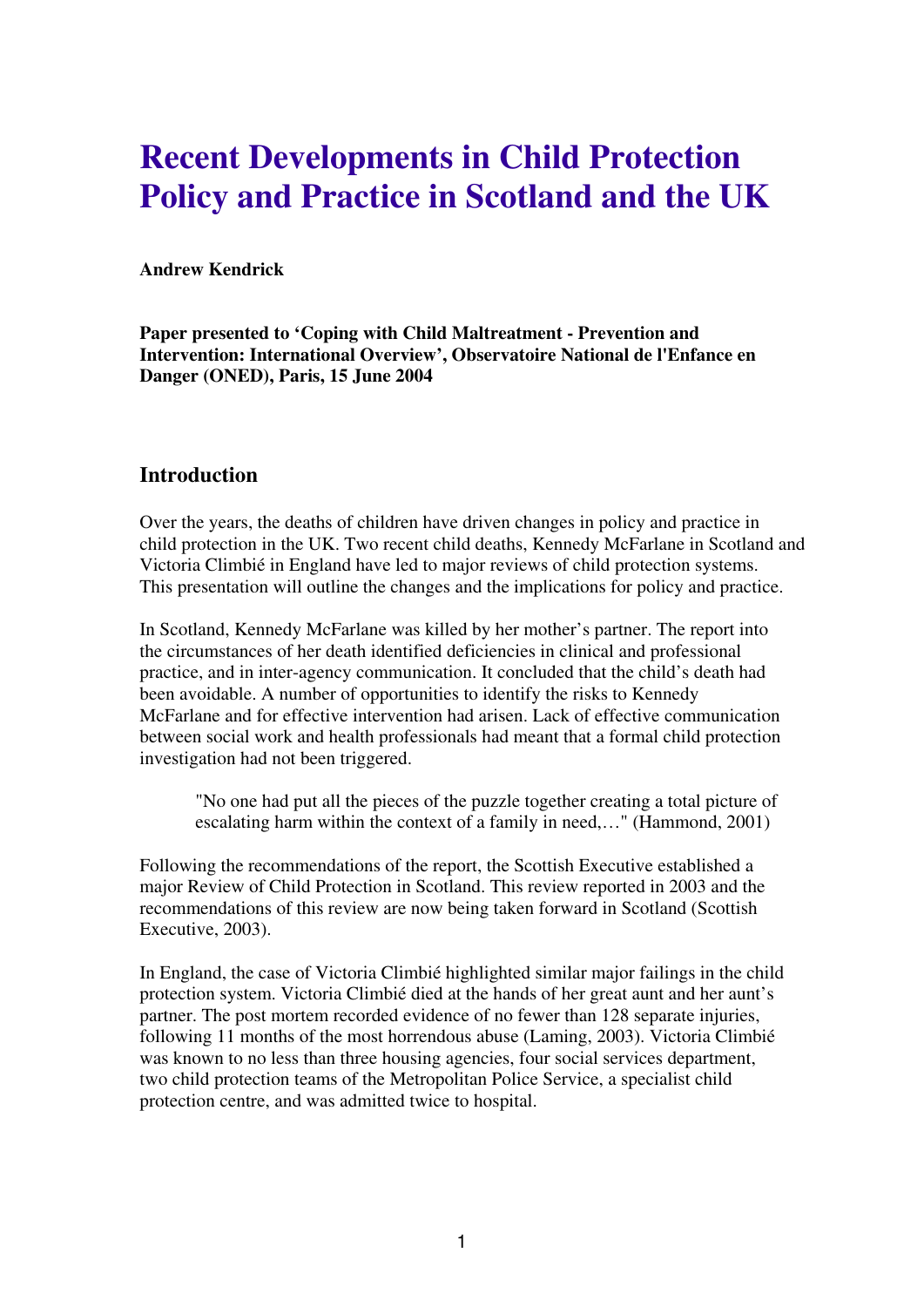# Recent Developments in Child Protection Policy and Practice in Scotland and the UK

**Andrew Kendrick**

**Paper presented to 'Coping with Child Maltreatment - Prevention and Intervention: International Overview', Observatoire National de l'Enfance en Danger (ONED), Paris, 15 June 2004**

## Introduction

Over the years, the deaths of children have driven changes in policy and practice in child protection in the UK. Two recent child deaths, Kennedy McFarlane in Scotland and Victoria Climbié in England have led to major reviews of child protection systems. This presentation will outline the changes and the implications for policy and practice.

In Scotland, Kennedy McFarlane was killed by her mother's partner. The report into the circumstances of her death identified deficiencies in clinical and professional practice, and in inter-agency communication. It concluded that the child's death had been avoidable. A number of opportunities to identify the risks to Kennedy McFarlane and for effective intervention had arisen. Lack of effective communication between social work and health professionals had meant that a formal child protection investigation had not been triggered.

> "No one had put all the pieces of the puzzle together creating a total picture of escalating harm within the context of a family in need,…" (Hammond, 2001)

Following the recommendations of the report, the Scottish Executive established a major Review of Child Protection in Scotland. This review reported in 2003 and the recommendations of this review are now being taken forward in Scotland (Scottish Executive, 2003).

In England, the case of Victoria Climbié highlighted similar major failings in the child protection system. Victoria Climbié died at the hands of her great aunt and her aunt's partner. The post mortem recorded evidence of no fewer than 128 separate injuries, following 11 months of the most horrendous abuse (Laming, 2003). Victoria Climbié was known to no less than three housing agencies, four social services department, two child protection teams of the Metropolitan Police Service, a specialist child protection centre, and was admitted twice to hospital.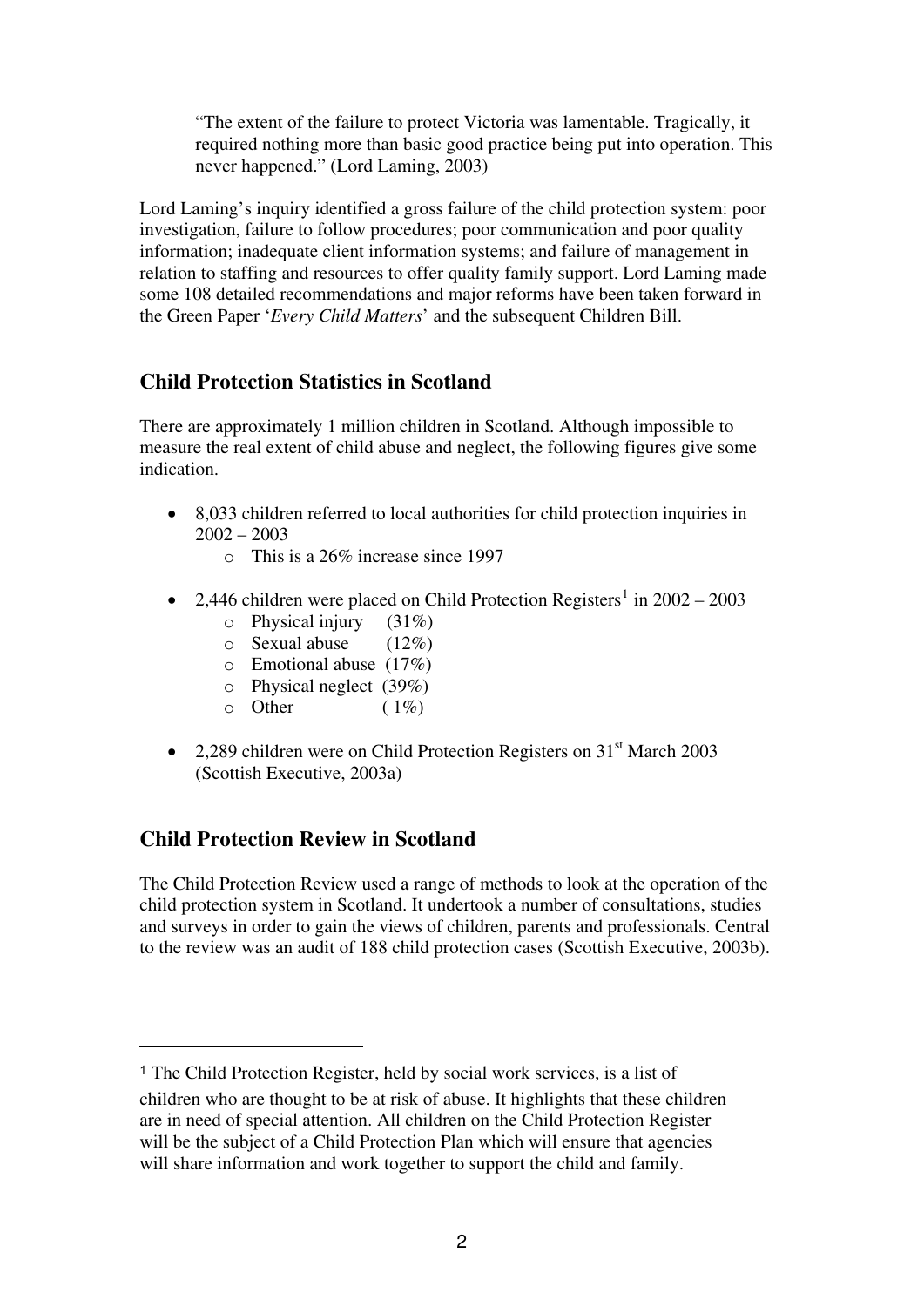> "The extent of the failure to protect Victoria was lamentable. Tragically, it required nothing more than basic good practice being put into operation. This never happened." (Lord Laming, 2003)

Lord Laming's inquiry identified a gross failure of the child protection system: poor investigation, failure to follow procedures; poor communication and poor quality information; inadequate client information systems; and failure of management in relation to staffing and resources to offer quality family support. Lord Laming made some 108 detailed recommendations and major reforms have been taken forward in the Green Paper '*Every Child Matters*' and the subsequent Children Bill.

## Child Protection Statistics in Scotland

There are approximately 1 million children in Scotland. Although impossible to measure the real extent of child abuse and neglect, the following figures give some indication.

- 8,033 children referred to local authorities for child protection inquiries in 2002 – 2003
  - This is a 26% increase since 1997
- 2,446 children were placed on Child Protection Registers[1] in 2002 – 2003
  - Physical injury (31%)
  - Sexual abuse (12%)
  - Emotional abuse (17%)
  - Physical neglect (39%)
  - Other (1%)
- 2,289 children were on Child Protection Registers on 31st March 2003 (Scottish Executive, 2003a)

## Child Protection Review in Scotland

The Child Protection Review used a range of methods to look at the operation of the child protection system in Scotland. It undertook a number of consultations, studies and surveys in order to gain the views of children, parents and professionals. Central to the review was an audit of 188 child protection cases (Scottish Executive, 2003b).

---

[1] The Child Protection Register, held by social work services, is a list of children who are thought to be at risk of abuse. It highlights that these children are in need of special attention. All children on the Child Protection Register will be the subject of a Child Protection Plan which will ensure that agencies will share information and work together to support the child and family.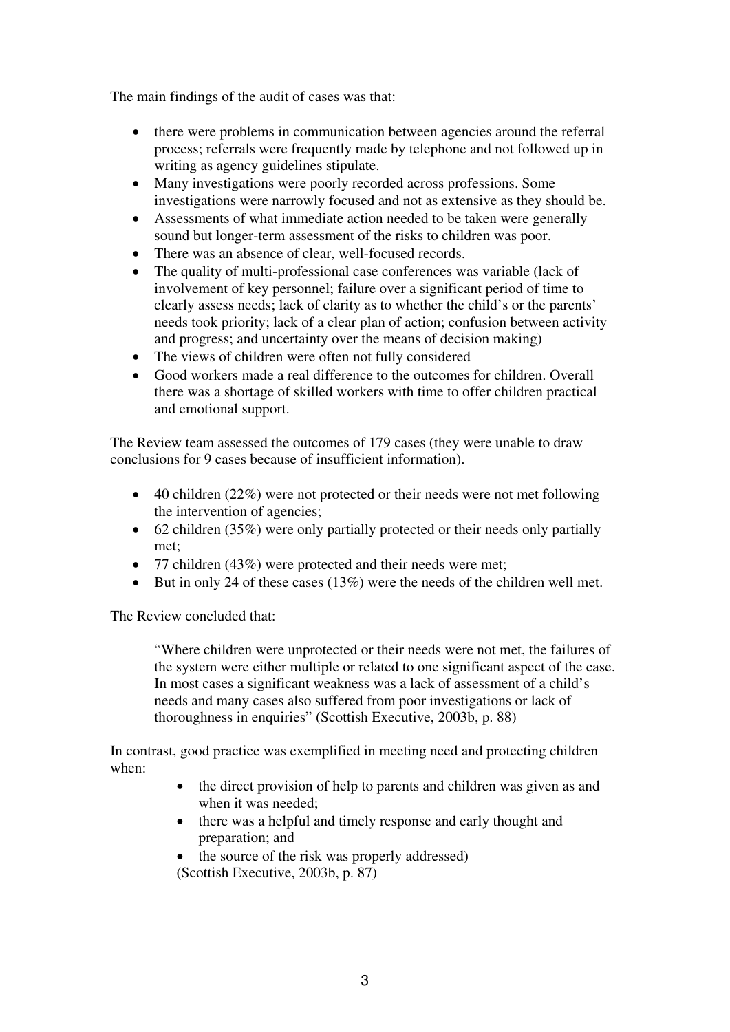The main findings of the audit of cases was that:

- there were problems in communication between agencies around the referral process; referrals were frequently made by telephone and not followed up in writing as agency guidelines stipulate.
- Many investigations were poorly recorded across professions. Some investigations were narrowly focused and not as extensive as they should be.
- Assessments of what immediate action needed to be taken were generally sound but longer-term assessment of the risks to children was poor.
- There was an absence of clear, well-focused records.
- The quality of multi-professional case conferences was variable (lack of involvement of key personnel; failure over a significant period of time to clearly assess needs; lack of clarity as to whether the child's or the parents' needs took priority; lack of a clear plan of action; confusion between activity and progress; and uncertainty over the means of decision making)
- The views of children were often not fully considered
- Good workers made a real difference to the outcomes for children. Overall there was a shortage of skilled workers with time to offer children practical and emotional support.

The Review team assessed the outcomes of 179 cases (they were unable to draw conclusions for 9 cases because of insufficient information).

- 40 children (22%) were not protected or their needs were not met following the intervention of agencies;
- 62 children (35%) were only partially protected or their needs only partially met;
- 77 children (43%) were protected and their needs were met;
- But in only 24 of these cases (13%) were the needs of the children well met.

The Review concluded that:

> "Where children were unprotected or their needs were not met, the failures of the system were either multiple or related to one significant aspect of the case. In most cases a significant weakness was a lack of assessment of a child's needs and many cases also suffered from poor investigations or lack of thoroughness in enquiries" (Scottish Executive, 2003b, p. 88)

In contrast, good practice was exemplified in meeting need and protecting children when:

- the direct provision of help to parents and children was given as and when it was needed;
- there was a helpful and timely response and early thought and preparation; and
- the source of the risk was properly addressed)

(Scottish Executive, 2003b, p. 87)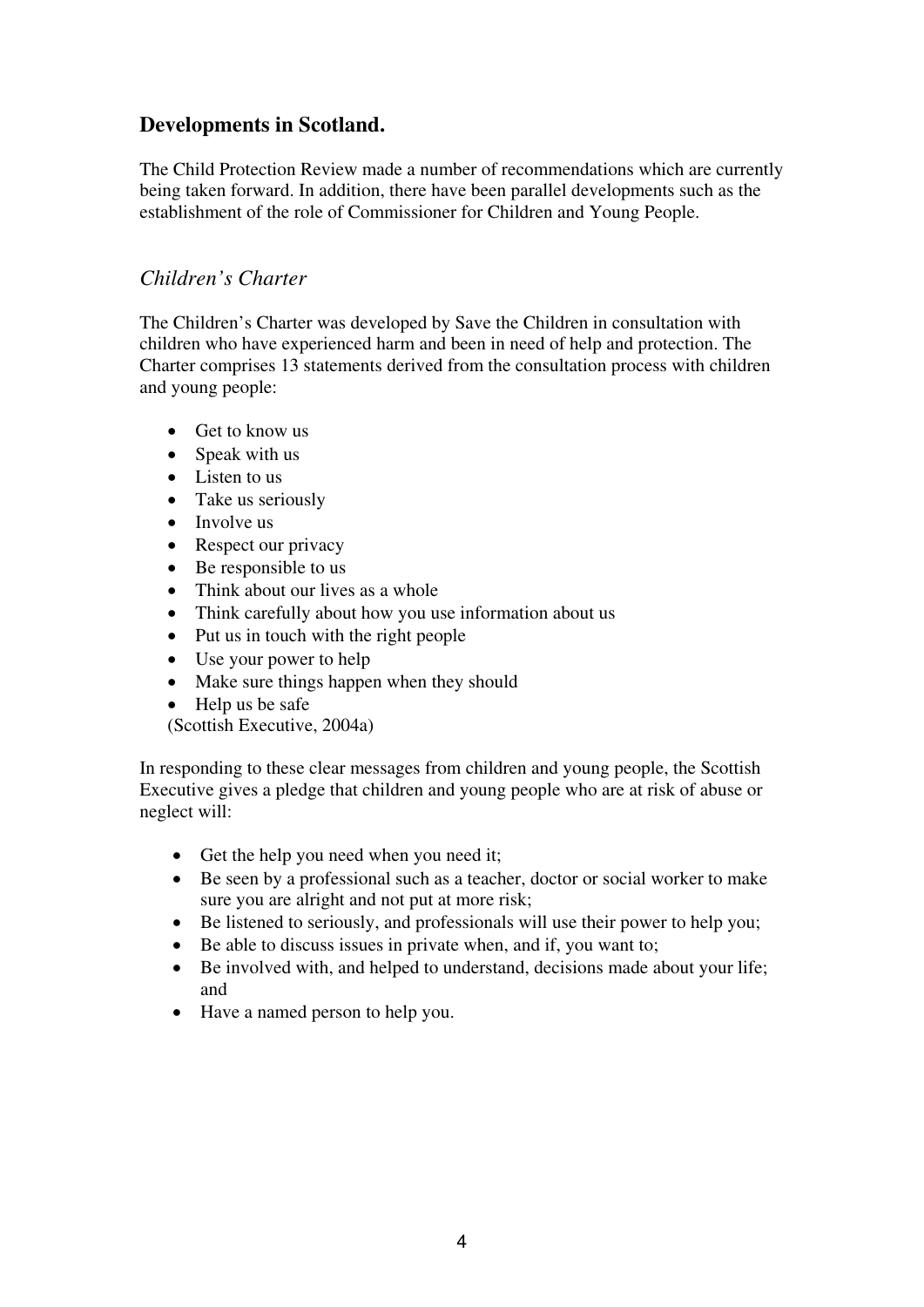## Developments in Scotland.

The Child Protection Review made a number of recommendations which are currently being taken forward. In addition, there have been parallel developments such as the establishment of the role of Commissioner for Children and Young People.

### *Children's Charter*

The Children's Charter was developed by Save the Children in consultation with children who have experienced harm and been in need of help and protection. The Charter comprises 13 statements derived from the consultation process with children and young people:

- Get to know us
- Speak with us
- Listen to us
- Take us seriously
- Involve us
- Respect our privacy
- Be responsible to us
- Think about our lives as a whole
- Think carefully about how you use information about us
- Put us in touch with the right people
- Use your power to help
- Make sure things happen when they should
- Help us be safe

(Scottish Executive, 2004a)

In responding to these clear messages from children and young people, the Scottish Executive gives a pledge that children and young people who are at risk of abuse or neglect will:

- Get the help you need when you need it;
- Be seen by a professional such as a teacher, doctor or social worker to make sure you are alright and not put at more risk;
- Be listened to seriously, and professionals will use their power to help you;
- Be able to discuss issues in private when, and if, you want to;
- Be involved with, and helped to understand, decisions made about your life; and
- Have a named person to help you.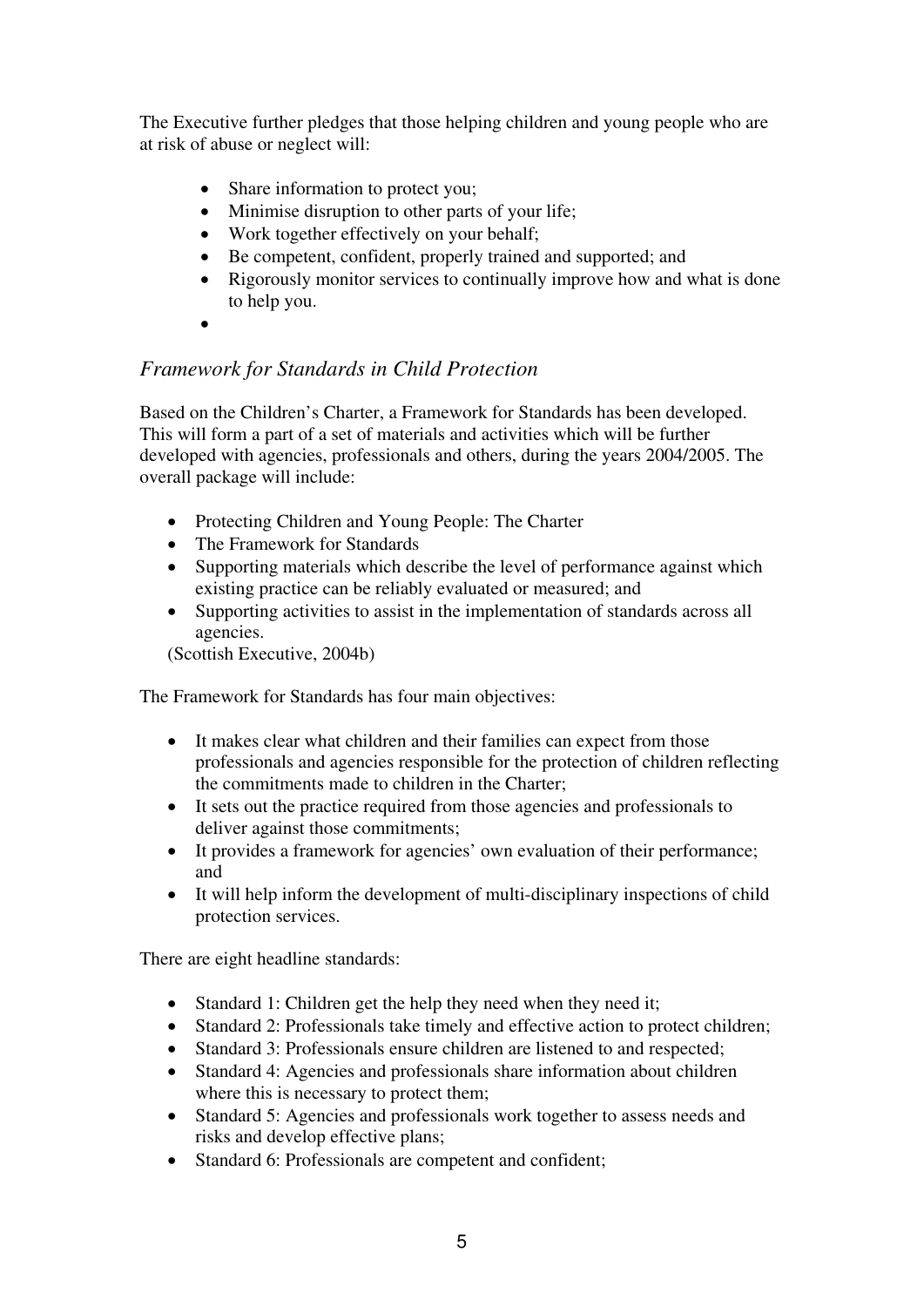The Executive further pledges that those helping children and young people who are at risk of abuse or neglect will:

- Share information to protect you;
- Minimise disruption to other parts of your life;
- Work together effectively on your behalf;
- Be competent, confident, properly trained and supported; and
- Rigorously monitor services to continually improve how and what is done to help you.

### *Framework for Standards in Child Protection*

Based on the Children's Charter, a Framework for Standards has been developed. This will form a part of a set of materials and activities which will be further developed with agencies, professionals and others, during the years 2004/2005. The overall package will include:

- Protecting Children and Young People: The Charter
- The Framework for Standards
- Supporting materials which describe the level of performance against which existing practice can be reliably evaluated or measured; and
- Supporting activities to assist in the implementation of standards across all agencies.

(Scottish Executive, 2004b)

The Framework for Standards has four main objectives:

- It makes clear what children and their families can expect from those professionals and agencies responsible for the protection of children reflecting the commitments made to children in the Charter;
- It sets out the practice required from those agencies and professionals to deliver against those commitments;
- It provides a framework for agencies' own evaluation of their performance; and
- It will help inform the development of multi-disciplinary inspections of child protection services.

There are eight headline standards:

- Standard 1: Children get the help they need when they need it;
- Standard 2: Professionals take timely and effective action to protect children;
- Standard 3: Professionals ensure children are listened to and respected;
- Standard 4: Agencies and professionals share information about children where this is necessary to protect them;
- Standard 5: Agencies and professionals work together to assess needs and risks and develop effective plans;
- Standard 6: Professionals are competent and confident;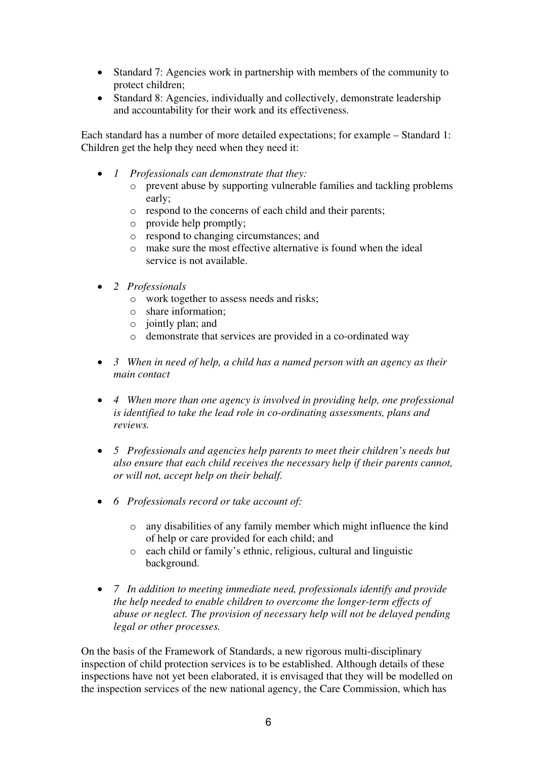- Standard 7: Agencies work in partnership with members of the community to protect children;
- Standard 8: Agencies, individually and collectively, demonstrate leadership and accountability for their work and its effectiveness.

Each standard has a number of more detailed expectations; for example – Standard 1: Children get the help they need when they need it:

- *1 Professionals can demonstrate that they:*
  - prevent abuse by supporting vulnerable families and tackling problems early;
  - respond to the concerns of each child and their parents;
  - provide help promptly;
  - respond to changing circumstances; and
  - make sure the most effective alternative is found when the ideal service is not available.
- *2 Professionals*
  - work together to assess needs and risks;
  - share information;
  - jointly plan; and
  - demonstrate that services are provided in a co-ordinated way
- *3 When in need of help, a child has a named person with an agency as their main contact*
- *4 When more than one agency is involved in providing help, one professional is identified to take the lead role in co-ordinating assessments, plans and reviews.*
- *5 Professionals and agencies help parents to meet their children's needs but also ensure that each child receives the necessary help if their parents cannot, or will not, accept help on their behalf.*
- *6 Professionals record or take account of:*
  - any disabilities of any family member which might influence the kind of help or care provided for each child; and
  - each child or family's ethnic, religious, cultural and linguistic background.
- *7 In addition to meeting immediate need, professionals identify and provide the help needed to enable children to overcome the longer-term effects of abuse or neglect. The provision of necessary help will not be delayed pending legal or other processes.*

On the basis of the Framework of Standards, a new rigorous multi-disciplinary inspection of child protection services is to be established. Although details of these inspections have not yet been elaborated, it is envisaged that they will be modelled on the inspection services of the new national agency, the Care Commission, which has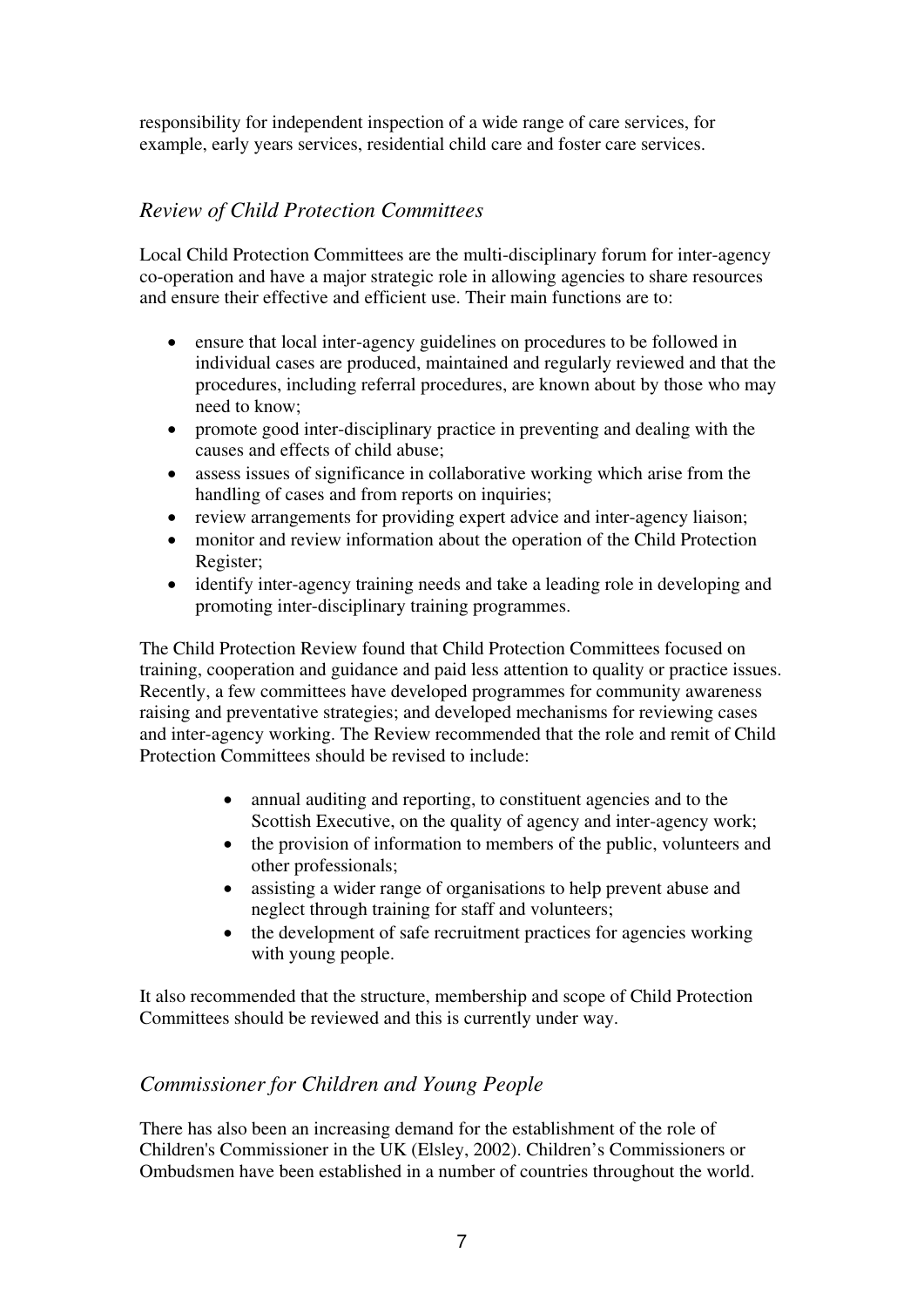responsibility for independent inspection of a wide range of care services, for example, early years services, residential child care and foster care services.

## *Review of Child Protection Committees*

Local Child Protection Committees are the multi-disciplinary forum for inter-agency co-operation and have a major strategic role in allowing agencies to share resources and ensure their effective and efficient use. Their main functions are to:

- ensure that local inter-agency guidelines on procedures to be followed in individual cases are produced, maintained and regularly reviewed and that the procedures, including referral procedures, are known about by those who may need to know;
- promote good inter-disciplinary practice in preventing and dealing with the causes and effects of child abuse;
- assess issues of significance in collaborative working which arise from the handling of cases and from reports on inquiries;
- review arrangements for providing expert advice and inter-agency liaison;
- monitor and review information about the operation of the Child Protection Register;
- identify inter-agency training needs and take a leading role in developing and promoting inter-disciplinary training programmes.

The Child Protection Review found that Child Protection Committees focused on training, cooperation and guidance and paid less attention to quality or practice issues. Recently, a few committees have developed programmes for community awareness raising and preventative strategies; and developed mechanisms for reviewing cases and inter-agency working. The Review recommended that the role and remit of Child Protection Committees should be revised to include:

- annual auditing and reporting, to constituent agencies and to the Scottish Executive, on the quality of agency and inter-agency work;
- the provision of information to members of the public, volunteers and other professionals;
- assisting a wider range of organisations to help prevent abuse and neglect through training for staff and volunteers;
- the development of safe recruitment practices for agencies working with young people.

It also recommended that the structure, membership and scope of Child Protection Committees should be reviewed and this is currently under way.

## *Commissioner for Children and Young People*

There has also been an increasing demand for the establishment of the role of Children's Commissioner in the UK (Elsley, 2002). Children's Commissioners or Ombudsmen have been established in a number of countries throughout the world.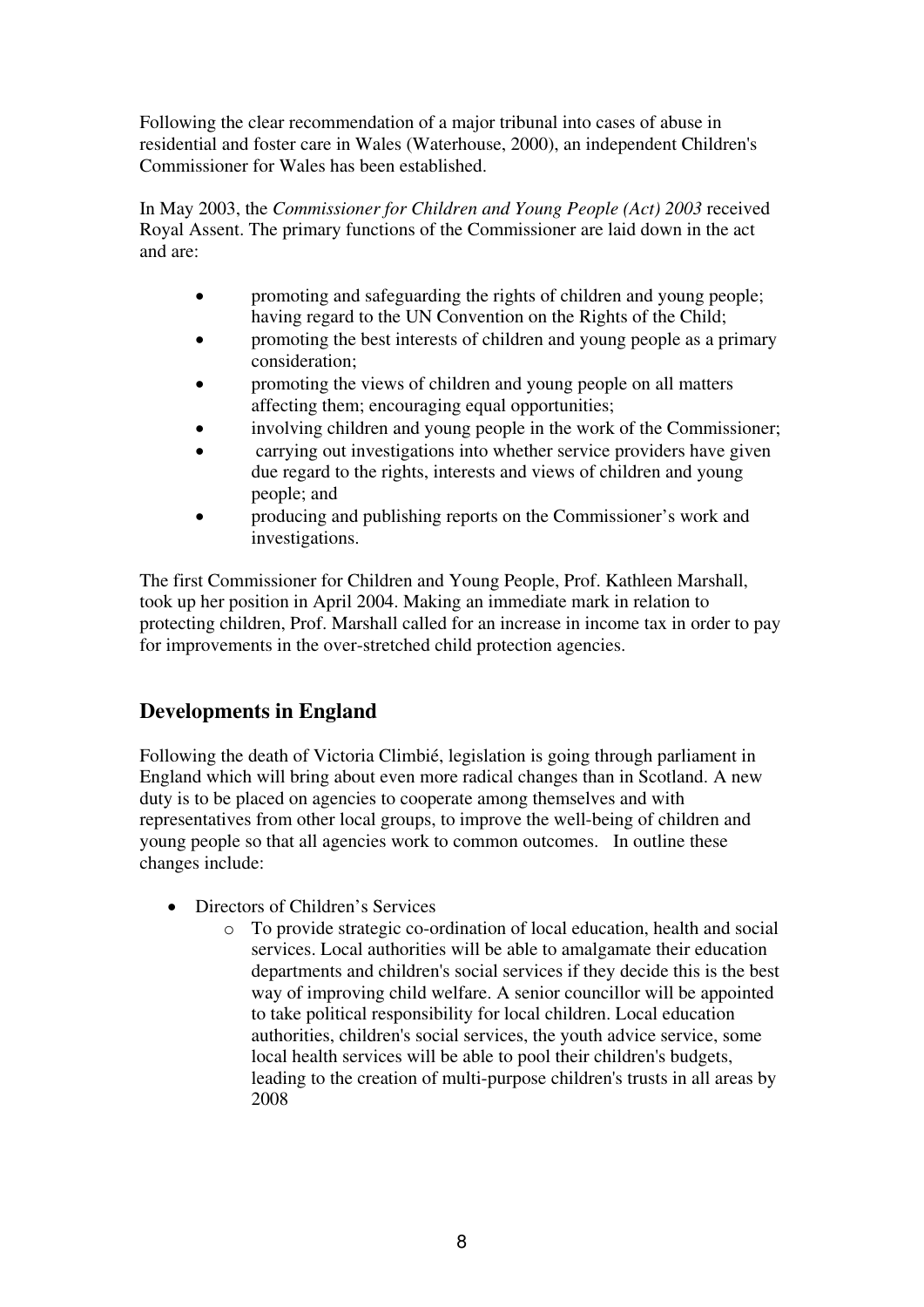Following the clear recommendation of a major tribunal into cases of abuse in residential and foster care in Wales (Waterhouse, 2000), an independent Children's Commissioner for Wales has been established.

In May 2003, the *Commissioner for Children and Young People (Act) 2003* received Royal Assent. The primary functions of the Commissioner are laid down in the act and are:

- promoting and safeguarding the rights of children and young people; having regard to the UN Convention on the Rights of the Child;
- promoting the best interests of children and young people as a primary consideration;
- promoting the views of children and young people on all matters affecting them; encouraging equal opportunities;
- involving children and young people in the work of the Commissioner;
- carrying out investigations into whether service providers have given due regard to the rights, interests and views of children and young people; and
- producing and publishing reports on the Commissioner's work and investigations.

The first Commissioner for Children and Young People, Prof. Kathleen Marshall, took up her position in April 2004. Making an immediate mark in relation to protecting children, Prof. Marshall called for an increase in income tax in order to pay for improvements in the over-stretched child protection agencies.

## Developments in England

Following the death of Victoria Climbié, legislation is going through parliament in England which will bring about even more radical changes than in Scotland. A new duty is to be placed on agencies to cooperate among themselves and with representatives from other local groups, to improve the well-being of children and young people so that all agencies work to common outcomes. In outline these changes include:

- Directors of Children's Services
  - To provide strategic co-ordination of local education, health and social services. Local authorities will be able to amalgamate their education departments and children's social services if they decide this is the best way of improving child welfare. A senior councillor will be appointed to take political responsibility for local children. Local education authorities, children's social services, the youth advice service, some local health services will be able to pool their children's budgets, leading to the creation of multi-purpose children's trusts in all areas by 2008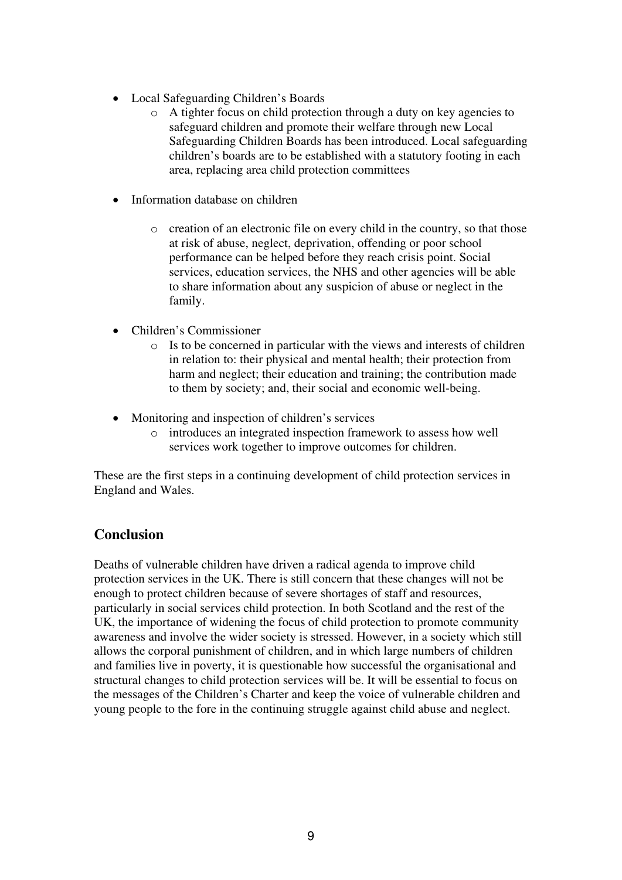- Local Safeguarding Children's Boards
    - A tighter focus on child protection through a duty on key agencies to safeguard children and promote their welfare through new Local Safeguarding Children Boards has been introduced. Local safeguarding children's boards are to be established with a statutory footing in each area, replacing area child protection committees

- Information database on children

    - creation of an electronic file on every child in the country, so that those at risk of abuse, neglect, deprivation, offending or poor school performance can be helped before they reach crisis point. Social services, education services, the NHS and other agencies will be able to share information about any suspicion of abuse or neglect in the family.

- Children's Commissioner
    - Is to be concerned in particular with the views and interests of children in relation to: their physical and mental health; their protection from harm and neglect; their education and training; the contribution made to them by society; and, their social and economic well-being.

- Monitoring and inspection of children's services
    - introduces an integrated inspection framework to assess how well services work together to improve outcomes for children.

These are the first steps in a continuing development of child protection services in England and Wales.

## Conclusion

Deaths of vulnerable children have driven a radical agenda to improve child protection services in the UK. There is still concern that these changes will not be enough to protect children because of severe shortages of staff and resources, particularly in social services child protection. In both Scotland and the rest of the UK, the importance of widening the focus of child protection to promote community awareness and involve the wider society is stressed. However, in a society which still allows the corporal punishment of children, and in which large numbers of children and families live in poverty, it is questionable how successful the organisational and structural changes to child protection services will be. It will be essential to focus on the messages of the Children's Charter and keep the voice of vulnerable children and young people to the fore in the continuing struggle against child abuse and neglect.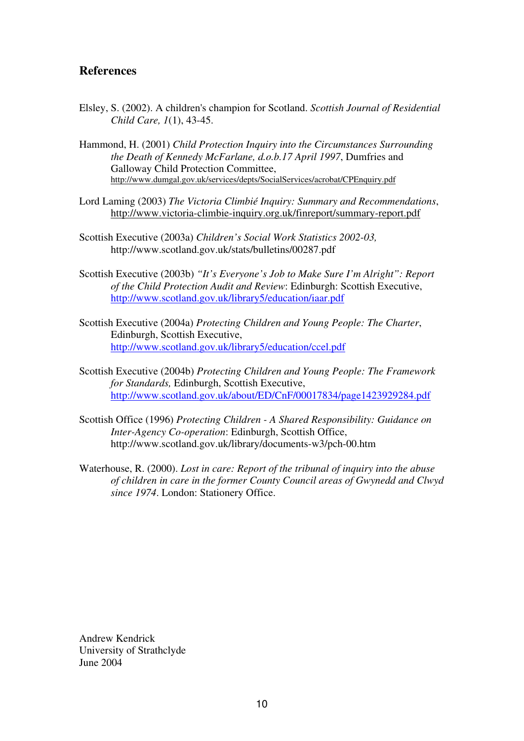## References

Elsley, S. (2002). A children's champion for Scotland. *Scottish Journal of Residential Child Care, 1*(1), 43-45.

Hammond, H. (2001) *Child Protection Inquiry into the Circumstances Surrounding the Death of Kennedy McFarlane, d.o.b.17 April 1997*, Dumfries and Galloway Child Protection Committee, http://www.dumgal.gov.uk/services/depts/SocialServices/acrobat/CPEnquiry.pdf

Lord Laming (2003) *The Victoria Climbié Inquiry: Summary and Recommendations*, http://www.victoria-climbie-inquiry.org.uk/finreport/summary-report.pdf

Scottish Executive (2003a) *Children's Social Work Statistics 2002-03,* http://www.scotland.gov.uk/stats/bulletins/00287.pdf

Scottish Executive (2003b) *"It's Everyone's Job to Make Sure I'm Alright": Report of the Child Protection Audit and Review*: Edinburgh: Scottish Executive, http://www.scotland.gov.uk/library5/education/iaar.pdf

Scottish Executive (2004a) *Protecting Children and Young People: The Charter*, Edinburgh, Scottish Executive, http://www.scotland.gov.uk/library5/education/ccel.pdf

Scottish Executive (2004b) *Protecting Children and Young People: The Framework for Standards,* Edinburgh, Scottish Executive, http://www.scotland.gov.uk/about/ED/CnF/00017834/page1423929284.pdf

Scottish Office (1996) *Protecting Children - A Shared Responsibility: Guidance on Inter-Agency Co-operation*: Edinburgh, Scottish Office, http://www.scotland.gov.uk/library/documents-w3/pch-00.htm

Waterhouse, R. (2000). *Lost in care: Report of the tribunal of inquiry into the abuse of children in care in the former County Council areas of Gwynedd and Clwyd since 1974*. London: Stationery Office.

Andrew Kendrick  
University of Strathclyde  
June 2004